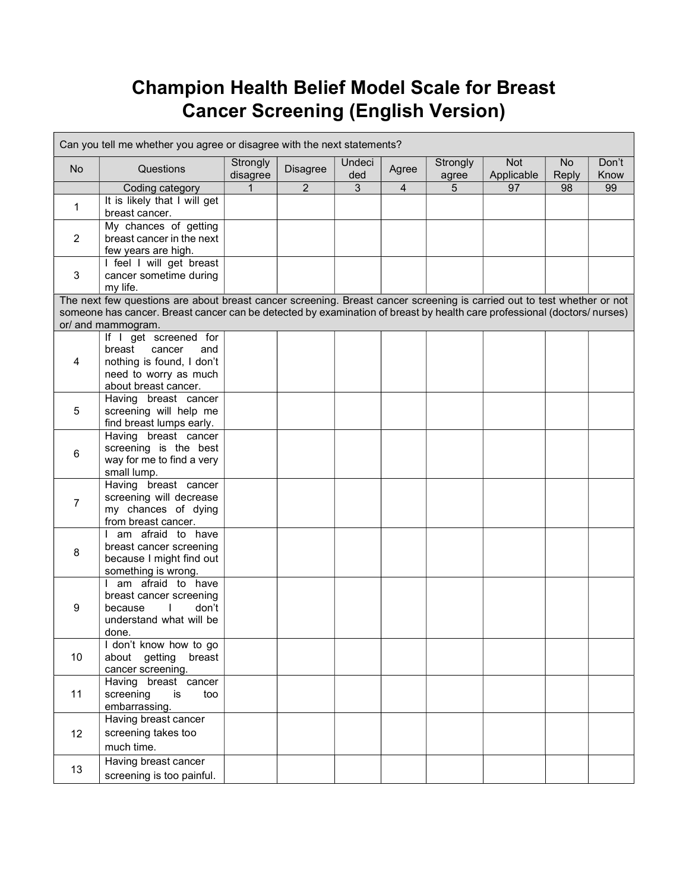# Champion Health Belief Model Scale for Breast Cancer Screening (English Version)

| Can you tell me whether you agree or disagree with the next statements? | | | | | | | | | |
|---|---|---|---|---|---|---|---|---|---|
| No | Questions | Strongly disagree | Disagree | Undecided | Agree | Strongly agree | Not Applicable | No Reply | Don't Know |
| | Coding category | 1 | 2 | 3 | 4 | 5 | 97 | 98 | 99 |
| 1 | It is likely that I will get breast cancer. | | | | | | | | |
| 2 | My chances of getting breast cancer in the next few years are high. | | | | | | | | |
| 3 | I feel I will get breast cancer sometime during my life. | | | | | | | | |
| The next few questions are about breast cancer screening. Breast cancer screening is carried out to test whether or not someone has cancer. Breast cancer can be detected by examination of breast by health care professional (doctors/ nurses) or/ and mammogram. | | | | | | | | | |
| 4 | If I get screened for breast cancer and nothing is found, I don't need to worry as much about breast cancer. | | | | | | | | |
| 5 | Having breast cancer screening will help me find breast lumps early. | | | | | | | | |
| 6 | Having breast cancer screening is the best way for me to find a very small lump. | | | | | | | | |
| 7 | Having breast cancer screening will decrease my chances of dying from breast cancer. | | | | | | | | |
| 8 | I am afraid to have breast cancer screening because I might find out something is wrong. | | | | | | | | |
| 9 | I am afraid to have breast cancer screening because I don't understand what will be done. | | | | | | | | |
| 10 | I don't know how to go about getting breast cancer screening. | | | | | | | | |
| 11 | Having breast cancer screening is too embarrassing. | | | | | | | | |
| 12 | Having breast cancer screening takes too much time. | | | | | | | | |
| 13 | Having breast cancer screening is too painful. | | | | | | | | |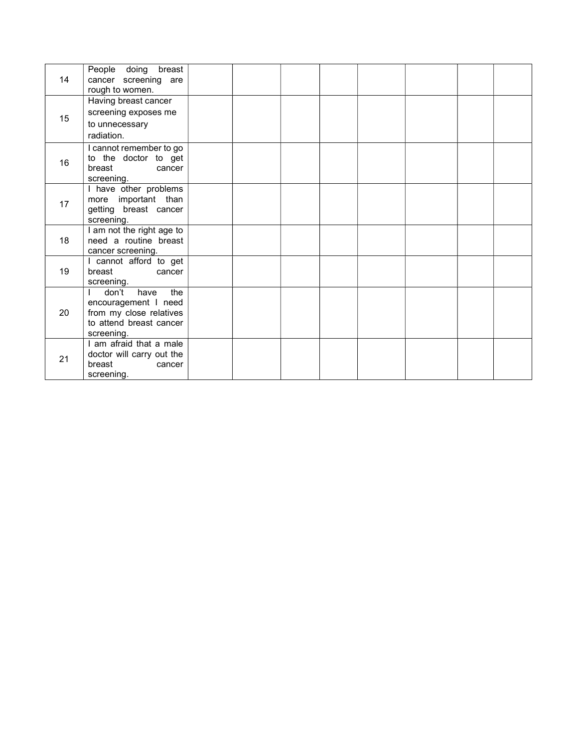| | | | | | | | | |
|---|---|---|---|---|---|---|---|---|
| 14 | People doing breast cancer screening are rough to women. | | | | | | | |
| 15 | Having breast cancer screening exposes me to unnecessary radiation. | | | | | | | |
| 16 | I cannot remember to go to the doctor to get breast cancer screening. | | | | | | | |
| 17 | I have other problems more important than getting breast cancer screening. | | | | | | | |
| 18 | I am not the right age to need a routine breast cancer screening. | | | | | | | |
| 19 | I cannot afford to get breast cancer screening. | | | | | | | |
| 20 | I don't have the encouragement I need from my close relatives to attend breast cancer screening. | | | | | | | |
| 21 | I am afraid that a male doctor will carry out the breast cancer screening. | | | | | | | |